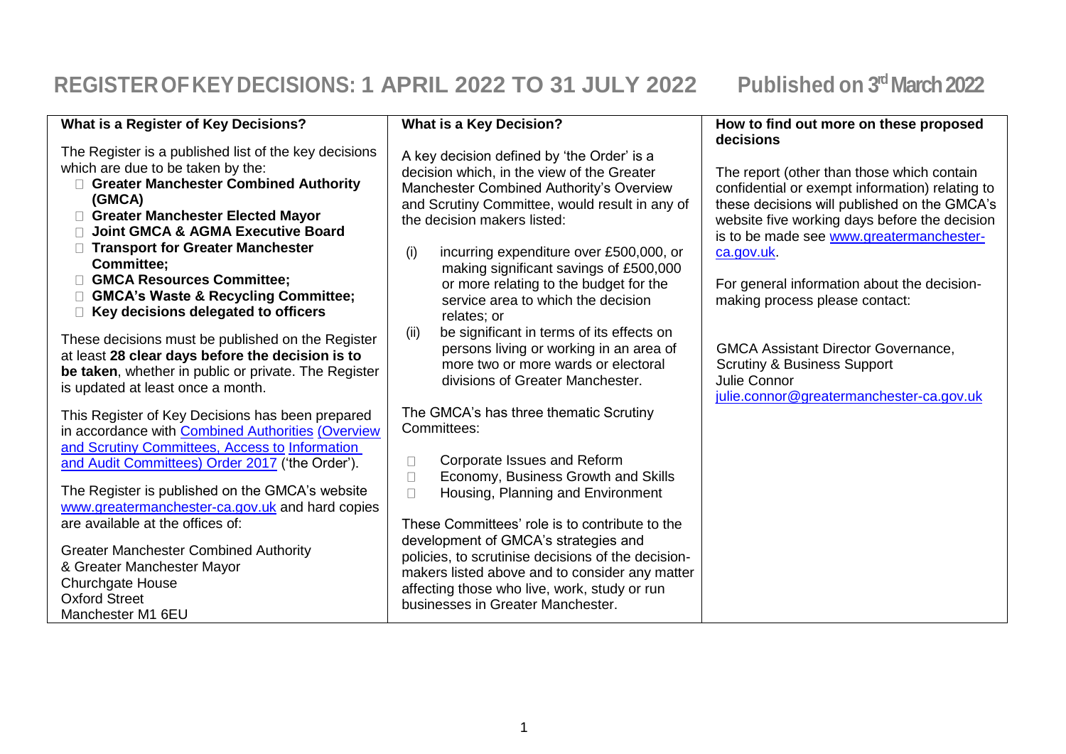# REGISTER OF KEY DECISIONS: 1 APRIL 2022 TO 31 JULY 2022 Published on 3rd March 2022

## What is a Register of Key Decisions?

The Register is a published list of the key decisions which are due to be taken by the:

- **Greater Manchester Combined Authority (GMCA)**
- **Greater Manchester Elected Mayor**
- **Joint GMCA & AGMA Executive Board**
- **Transport for Greater Manchester Committee;**
- **GMCA Resources Committee;**
- **GMCA's Waste & Recycling Committee;**
- **Key decisions delegated to officers**

These decisions must be published on the Register at least **28 clear days before the decision is to be taken**, whether in public or private. The Register is updated at least once a month.

This Register of Key Decisions has been prepared in accordance with Combined Authorities (Overview and Scrutiny Committees, Access to Information and Audit Committees) Order 2017 ('the Order').

The Register is published on the GMCA's website www.greatermanchester-ca.gov.uk and hard copies are available at the offices of:

Greater Manchester Combined Authority
& Greater Manchester Mayor
Churchgate House
Oxford Street
Manchester M1 6EU

## What is a Key Decision?

A key decision defined by 'the Order' is a decision which, in the view of the Greater Manchester Combined Authority's Overview and Scrutiny Committee, would result in any of the decision makers listed:

(i) incurring expenditure over £500,000, or making significant savings of £500,000 or more relating to the budget for the service area to which the decision relates; or

(ii) be significant in terms of its effects on persons living or working in an area of more two or more wards or electoral divisions of Greater Manchester.

The GMCA's has three thematic Scrutiny Committees:

- Corporate Issues and Reform
- Economy, Business Growth and Skills
- Housing, Planning and Environment

These Committees' role is to contribute to the development of GMCA's strategies and policies, to scrutinise decisions of the decision-makers listed above and to consider any matter affecting those who live, work, study or run businesses in Greater Manchester.

## How to find out more on these proposed decisions

The report (other than those which contain confidential or exempt information) relating to these decisions will published on the GMCA's website five working days before the decision is to be made see www.greatermanchester-ca.gov.uk.

For general information about the decision-making process please contact:

GMCA Assistant Director Governance,
Scrutiny & Business Support
Julie Connor
julie.connor@greatermanchester-ca.gov.uk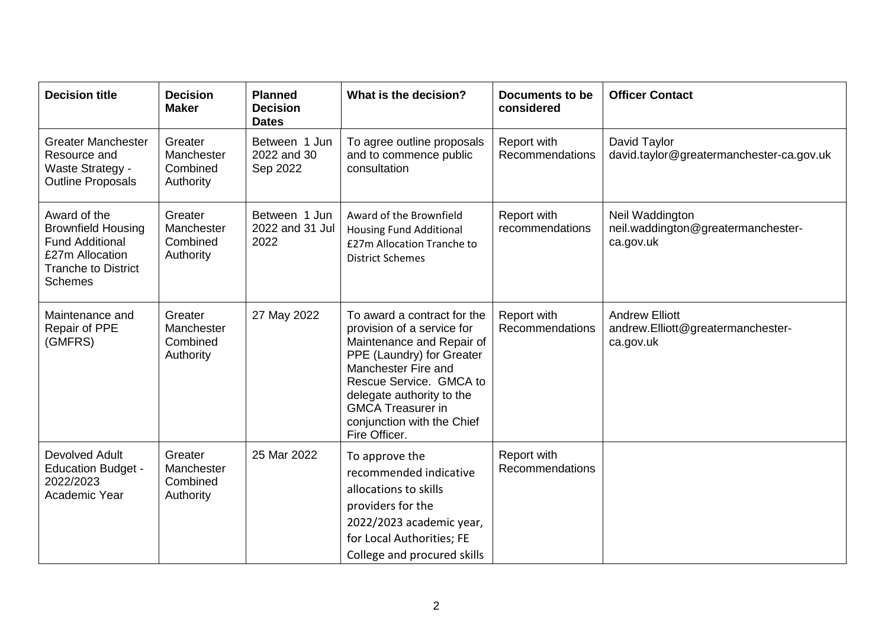| Decision title | Decision Maker | Planned Decision Dates | What is the decision? | Documents to be considered | Officer Contact |
|---|---|---|---|---|---|
| Greater Manchester Resource and Waste Strategy - Outline Proposals | Greater Manchester Combined Authority | Between 1 Jun 2022 and 30 Sep 2022 | To agree outline proposals and to commence public consultation | Report with Recommendations | David Taylor david.taylor@greatermanchester-ca.gov.uk |
| Award of the Brownfield Housing Fund Additional £27m Allocation Tranche to District Schemes | Greater Manchester Combined Authority | Between 1 Jun 2022 and 31 Jul 2022 | Award of the Brownfield Housing Fund Additional £27m Allocation Tranche to District Schemes | Report with recommendations | Neil Waddington neil.waddington@greatermanchester-ca.gov.uk |
| Maintenance and Repair of PPE (GMFRS) | Greater Manchester Combined Authority | 27 May 2022 | To award a contract for the provision of a service for Maintenance and Repair of PPE (Laundry) for Greater Manchester Fire and Rescue Service. GMCA to delegate authority to the GMCA Treasurer in conjunction with the Chief Fire Officer. | Report with Recommendations | Andrew Elliott andrew.Elliott@greatermanchester-ca.gov.uk |
| Devolved Adult Education Budget - 2022/2023 Academic Year | Greater Manchester Combined Authority | 25 Mar 2022 | To approve the recommended indicative allocations to skills providers for the 2022/2023 academic year, for Local Authorities; FE College and procured skills | Report with Recommendations | |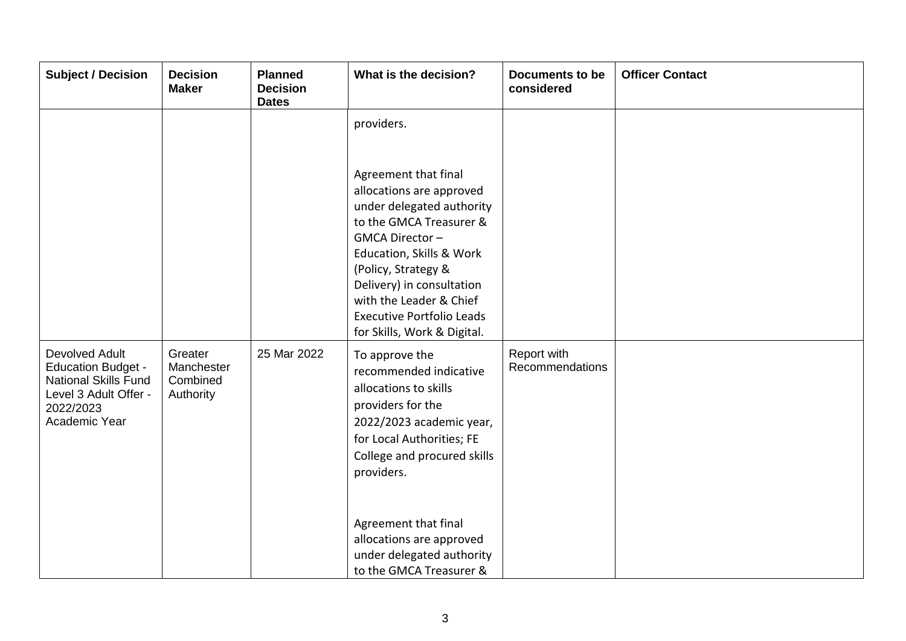| Subject / Decision | Decision Maker | Planned Decision Dates | What is the decision? | Documents to be considered | Officer Contact |
|---|---|---|---|---|---|
| | | | providers.<br><br>Agreement that final allocations are approved under delegated authority to the GMCA Treasurer & GMCA Director – Education, Skills & Work (Policy, Strategy & Delivery) in consultation with the Leader & Chief Executive Portfolio Leads for Skills, Work & Digital. | | |
| Devolved Adult Education Budget - National Skills Fund Level 3 Adult Offer - 2022/2023 Academic Year | Greater Manchester Combined Authority | 25 Mar 2022 | To approve the recommended indicative allocations to skills providers for the 2022/2023 academic year, for Local Authorities; FE College and procured skills providers.<br><br>Agreement that final allocations are approved under delegated authority to the GMCA Treasurer & | Report with Recommendations | |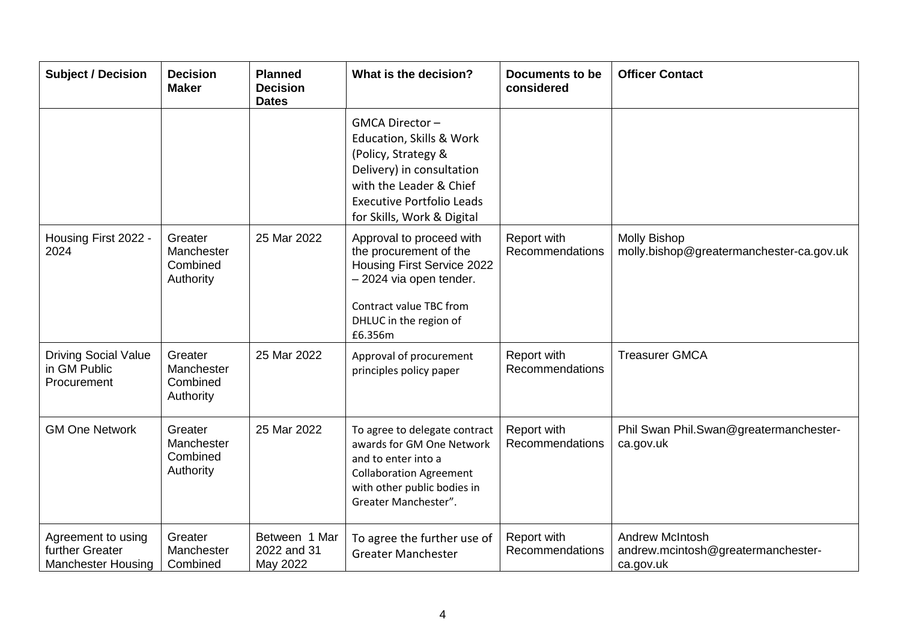| Subject / Decision | Decision Maker | Planned Decision Dates | What is the decision? | Documents to be considered | Officer Contact |
|---|---|---|---|---|---|
| | | | GMCA Director – Education, Skills & Work (Policy, Strategy & Delivery) in consultation with the Leader & Chief Executive Portfolio Leads for Skills, Work & Digital | | |
| Housing First 2022 - 2024 | Greater Manchester Combined Authority | 25 Mar 2022 | Approval to proceed with the procurement of the Housing First Service 2022 – 2024 via open tender.<br><br>Contract value TBC from DHLUC in the region of £6.356m | Report with Recommendations | Molly Bishop molly.bishop@greatermanchester-ca.gov.uk |
| Driving Social Value in GM Public Procurement | Greater Manchester Combined Authority | 25 Mar 2022 | Approval of procurement principles policy paper | Report with Recommendations | Treasurer GMCA |
| GM One Network | Greater Manchester Combined Authority | 25 Mar 2022 | To agree to delegate contract awards for GM One Network and to enter into a Collaboration Agreement with other public bodies in Greater Manchester". | Report with Recommendations | Phil Swan Phil.Swan@greatermanchester-ca.gov.uk |
| Agreement to using further Greater Manchester Housing | Greater Manchester Combined | Between 1 Mar 2022 and 31 May 2022 | To agree the further use of Greater Manchester | Report with Recommendations | Andrew McIntosh andrew.mcintosh@greatermanchester-ca.gov.uk |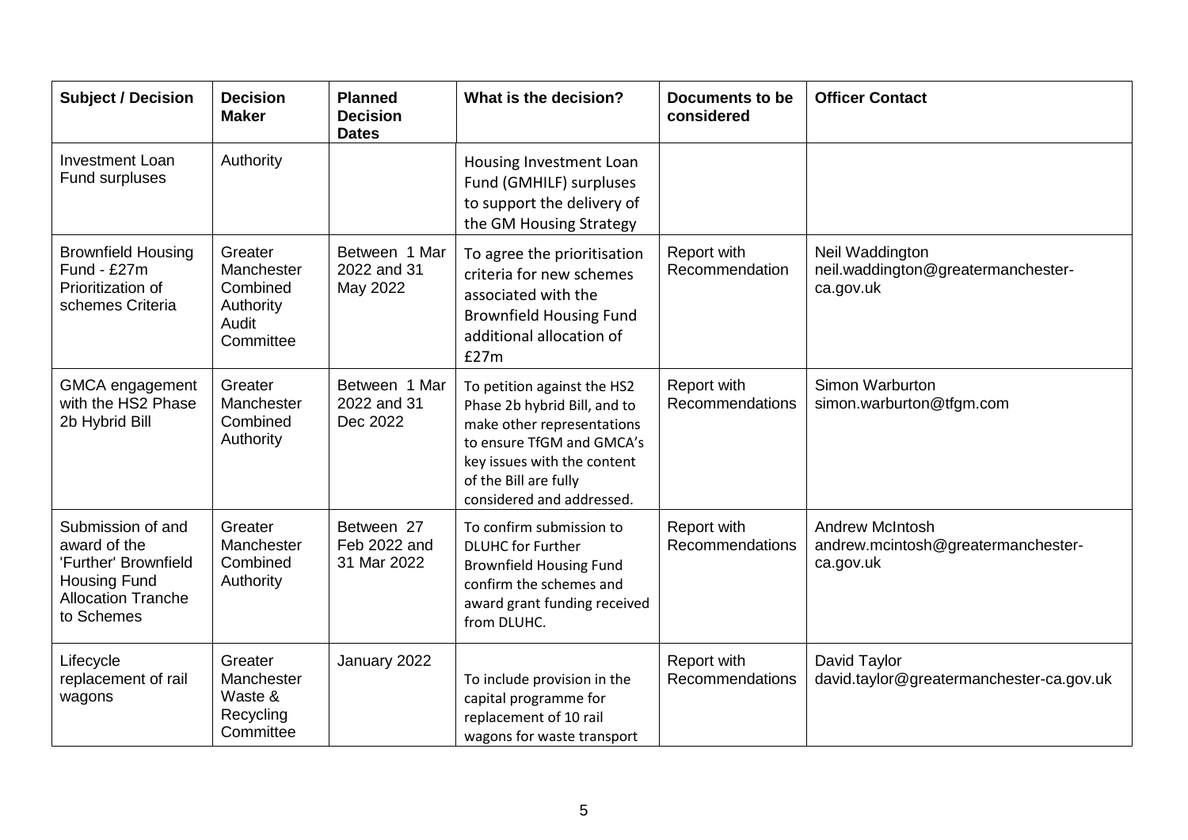| Subject / Decision | Decision Maker | Planned Decision Dates | What is the decision? | Documents to be considered | Officer Contact |
|---|---|---|---|---|---|
| Investment Loan Fund surpluses | Authority | | Housing Investment Loan Fund (GMHILF) surpluses to support the delivery of the GM Housing Strategy | | |
| Brownfield Housing Fund - £27m Prioritization of schemes Criteria | Greater Manchester Combined Authority Audit Committee | Between 1 Mar 2022 and 31 May 2022 | To agree the prioritisation criteria for new schemes associated with the Brownfield Housing Fund additional allocation of £27m | Report with Recommendation | Neil Waddington neil.waddington@greatermanchester-ca.gov.uk |
| GMCA engagement with the HS2 Phase 2b Hybrid Bill | Greater Manchester Combined Authority | Between 1 Mar 2022 and 31 Dec 2022 | To petition against the HS2 Phase 2b hybrid Bill, and to make other representations to ensure TfGM and GMCA's key issues with the content of the Bill are fully considered and addressed. | Report with Recommendations | Simon Warburton simon.warburton@tfgm.com |
| Submission of and award of the 'Further' Brownfield Housing Fund Allocation Tranche to Schemes | Greater Manchester Combined Authority | Between 27 Feb 2022 and 31 Mar 2022 | To confirm submission to DLUHC for Further Brownfield Housing Fund confirm the schemes and award grant funding received from DLUHC. | Report with Recommendations | Andrew McIntosh andrew.mcintosh@greatermanchester-ca.gov.uk |
| Lifecycle replacement of rail wagons | Greater Manchester Waste & Recycling Committee | January 2022 | To include provision in the capital programme for replacement of 10 rail wagons for waste transport | Report with Recommendations | David Taylor david.taylor@greatermanchester-ca.gov.uk |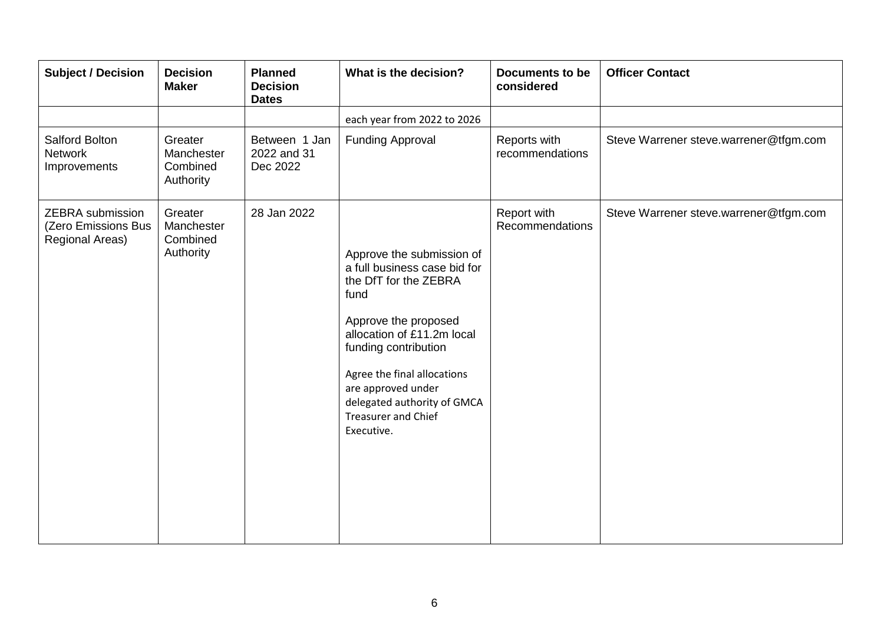| Subject / Decision | Decision Maker | Planned Decision Dates | What is the decision? | Documents to be considered | Officer Contact |
|---|---|---|---|---|---|
| | | | each year from 2022 to 2026 | | |
| Salford Bolton Network Improvements | Greater Manchester Combined Authority | Between 1 Jan 2022 and 31 Dec 2022 | Funding Approval | Reports with recommendations | Steve Warrener steve.warrener@tfgm.com |
| ZEBRA submission (Zero Emissions Bus Regional Areas) | Greater Manchester Combined Authority | 28 Jan 2022 | Approve the submission of a full business case bid for the DfT for the ZEBRA fund<br><br>Approve the proposed allocation of £11.2m local funding contribution<br><br>Agree the final allocations are approved under delegated authority of GMCA Treasurer and Chief Executive. | Report with Recommendations | Steve Warrener steve.warrener@tfgm.com |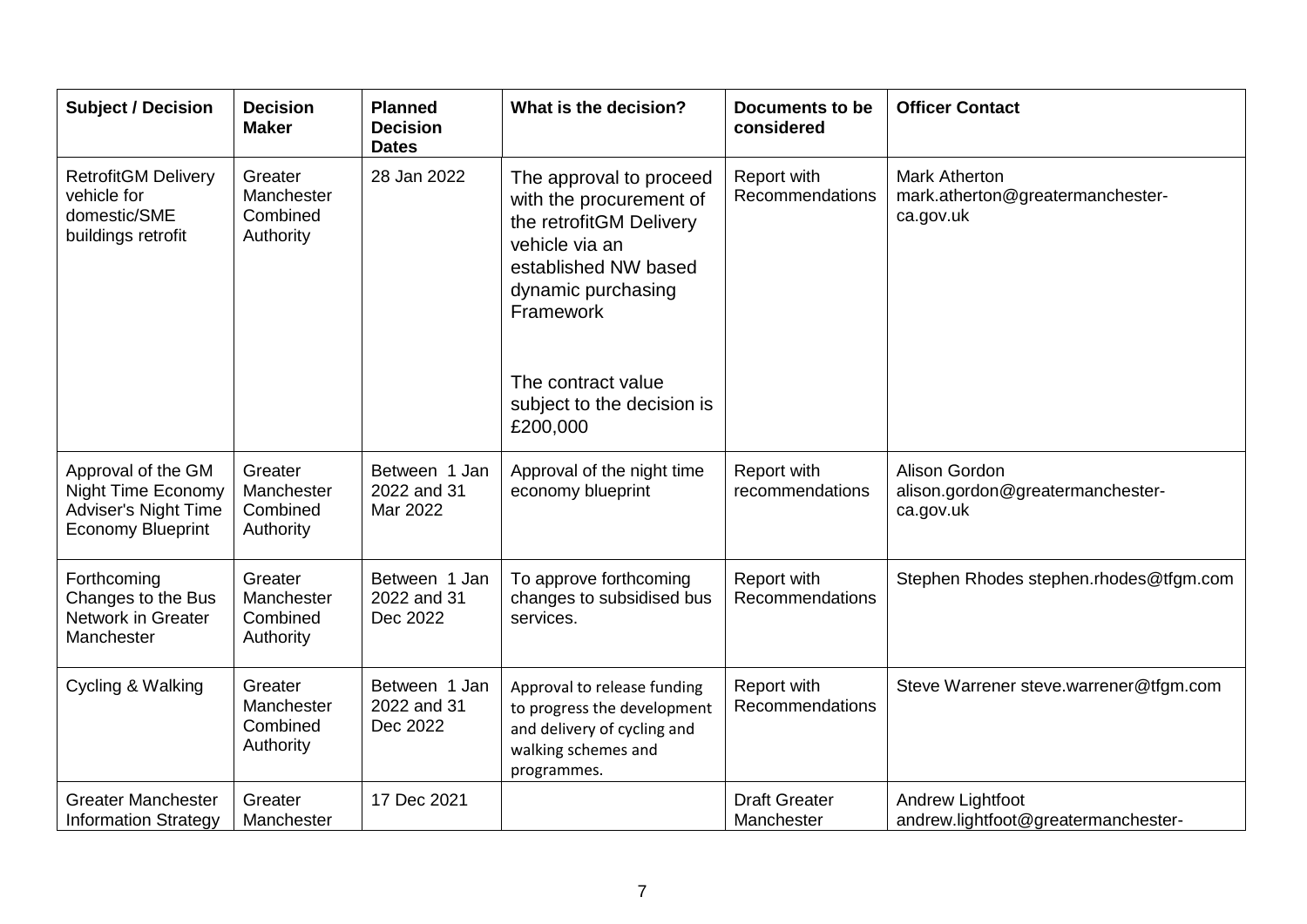| Subject / Decision | Decision Maker | Planned Decision Dates | What is the decision? | Documents to be considered | Officer Contact |
|---|---|---|---|---|---|
| RetrofitGM Delivery vehicle for domestic/SME buildings retrofit | Greater Manchester Combined Authority | 28 Jan 2022 | The approval to proceed with the procurement of the retrofitGM Delivery vehicle via an established NW based dynamic purchasing Framework<br><br>The contract value subject to the decision is £200,000 | Report with Recommendations | Mark Atherton mark.atherton@greatermanchester-ca.gov.uk |
| Approval of the GM Night Time Economy Adviser's Night Time Economy Blueprint | Greater Manchester Combined Authority | Between 1 Jan 2022 and 31 Mar 2022 | Approval of the night time economy blueprint | Report with recommendations | Alison Gordon alison.gordon@greatermanchester-ca.gov.uk |
| Forthcoming Changes to the Bus Network in Greater Manchester | Greater Manchester Combined Authority | Between 1 Jan 2022 and 31 Dec 2022 | To approve forthcoming changes to subsidised bus services. | Report with Recommendations | Stephen Rhodes stephen.rhodes@tfgm.com |
| Cycling & Walking | Greater Manchester Combined Authority | Between 1 Jan 2022 and 31 Dec 2022 | Approval to release funding to progress the development and delivery of cycling and walking schemes and programmes. | Report with Recommendations | Steve Warrener steve.warrener@tfgm.com |
| Greater Manchester Information Strategy | Greater Manchester | 17 Dec 2021 | | Draft Greater Manchester | Andrew Lightfoot andrew.lightfoot@greatermanchester- |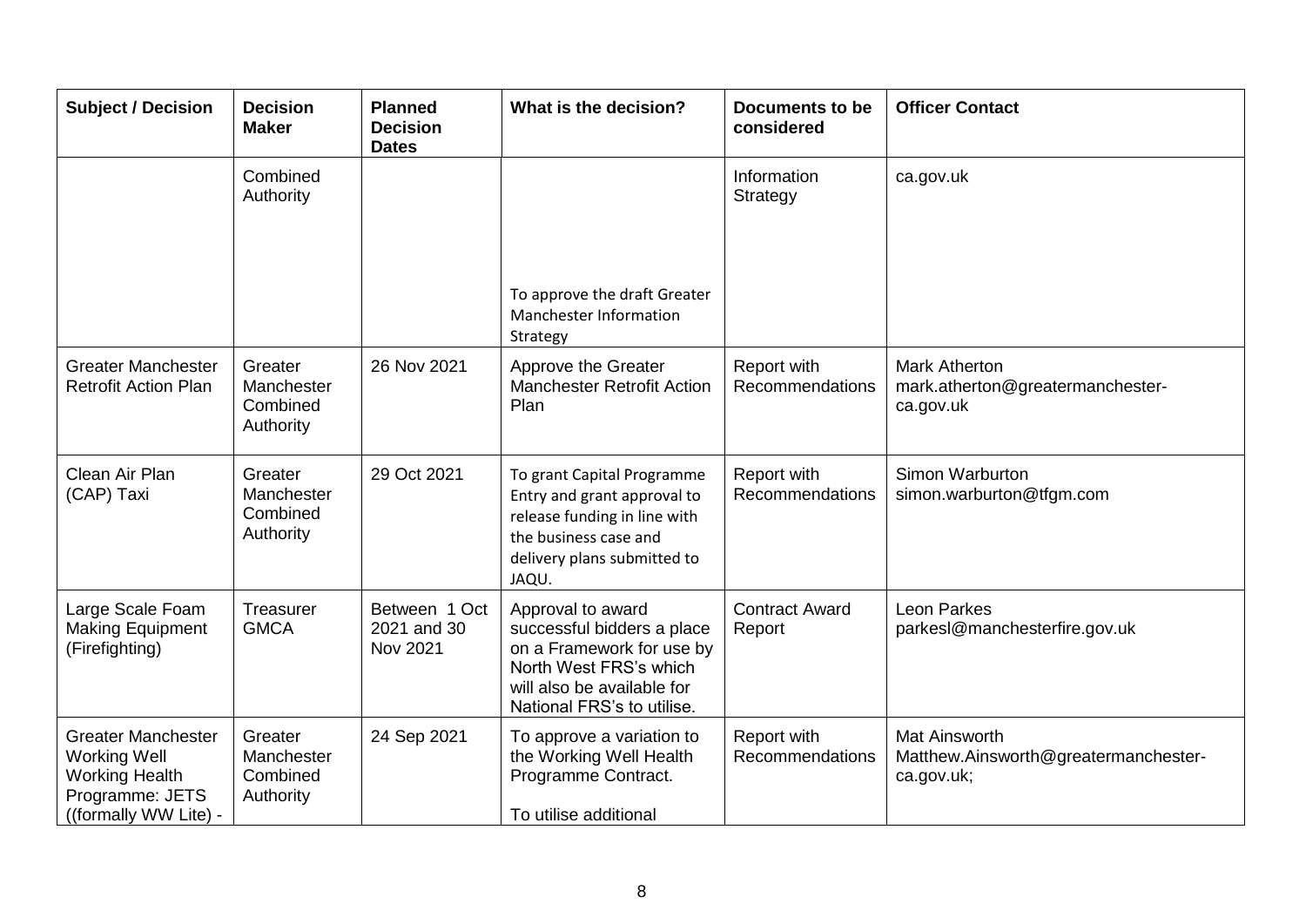| Subject / Decision | Decision Maker | Planned Decision Dates | What is the decision? | Documents to be considered | Officer Contact |
|---|---|---|---|---|---|
| | Combined Authority | | To approve the draft Greater Manchester Information Strategy | Information Strategy | ca.gov.uk |
| Greater Manchester Retrofit Action Plan | Greater Manchester Combined Authority | 26 Nov 2021 | Approve the Greater Manchester Retrofit Action Plan | Report with Recommendations | Mark Atherton mark.atherton@greatermanchester-ca.gov.uk |
| Clean Air Plan (CAP) Taxi | Greater Manchester Combined Authority | 29 Oct 2021 | To grant Capital Programme Entry and grant approval to release funding in line with the business case and delivery plans submitted to JAQU. | Report with Recommendations | Simon Warburton simon.warburton@tfgm.com |
| Large Scale Foam Making Equipment (Firefighting) | Treasurer GMCA | Between 1 Oct 2021 and 30 Nov 2021 | Approval to award successful bidders a place on a Framework for use by North West FRS's which will also be available for National FRS's to utilise. | Contract Award Report | Leon Parkes parkesl@manchesterfire.gov.uk |
| Greater Manchester Working Well Working Health Programme: JETS ((formally WW Lite) - | Greater Manchester Combined Authority | 24 Sep 2021 | To approve a variation to the Working Well Health Programme Contract.<br><br>To utilise additional | Report with Recommendations | Mat Ainsworth Matthew.Ainsworth@greatermanchester-ca.gov.uk; |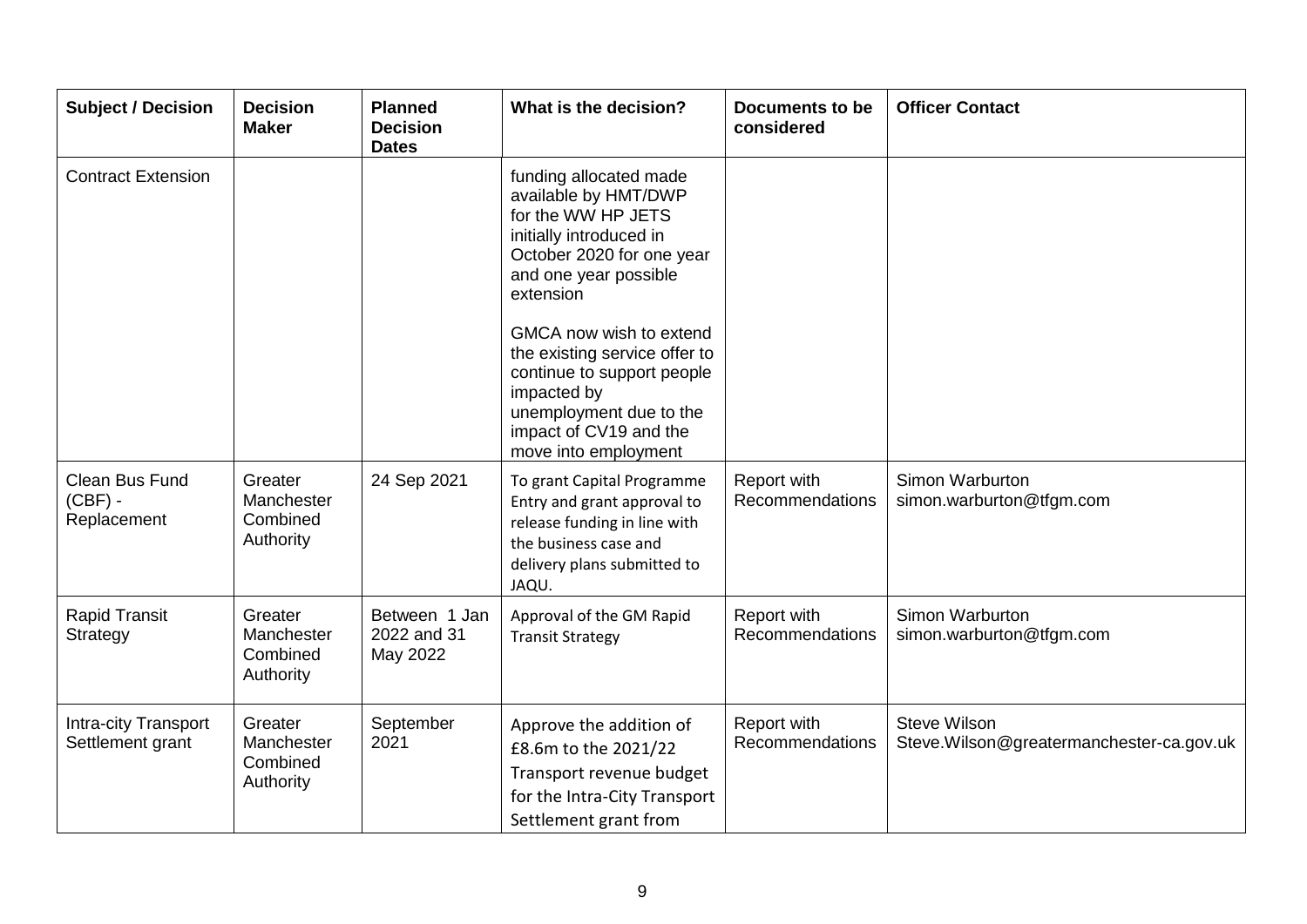| Subject / Decision | Decision Maker | Planned Decision Dates | What is the decision? | Documents to be considered | Officer Contact |
|---|---|---|---|---|---|
| Contract Extension | | | funding allocated made available by HMT/DWP for the WW HP JETS initially introduced in October 2020 for one year and one year possible extension<br><br>GMCA now wish to extend the existing service offer to continue to support people impacted by unemployment due to the impact of CV19 and the move into employment | | |
| Clean Bus Fund (CBF) - Replacement | Greater Manchester Combined Authority | 24 Sep 2021 | To grant Capital Programme Entry and grant approval to release funding in line with the business case and delivery plans submitted to JAQU. | Report with Recommendations | Simon Warburton simon.warburton@tfgm.com |
| Rapid Transit Strategy | Greater Manchester Combined Authority | Between 1 Jan 2022 and 31 May 2022 | Approval of the GM Rapid Transit Strategy | Report with Recommendations | Simon Warburton simon.warburton@tfgm.com |
| Intra-city Transport Settlement grant | Greater Manchester Combined Authority | September 2021 | Approve the addition of £8.6m to the 2021/22 Transport revenue budget for the Intra-City Transport Settlement grant from | Report with Recommendations | Steve Wilson Steve.Wilson@greatermanchester-ca.gov.uk |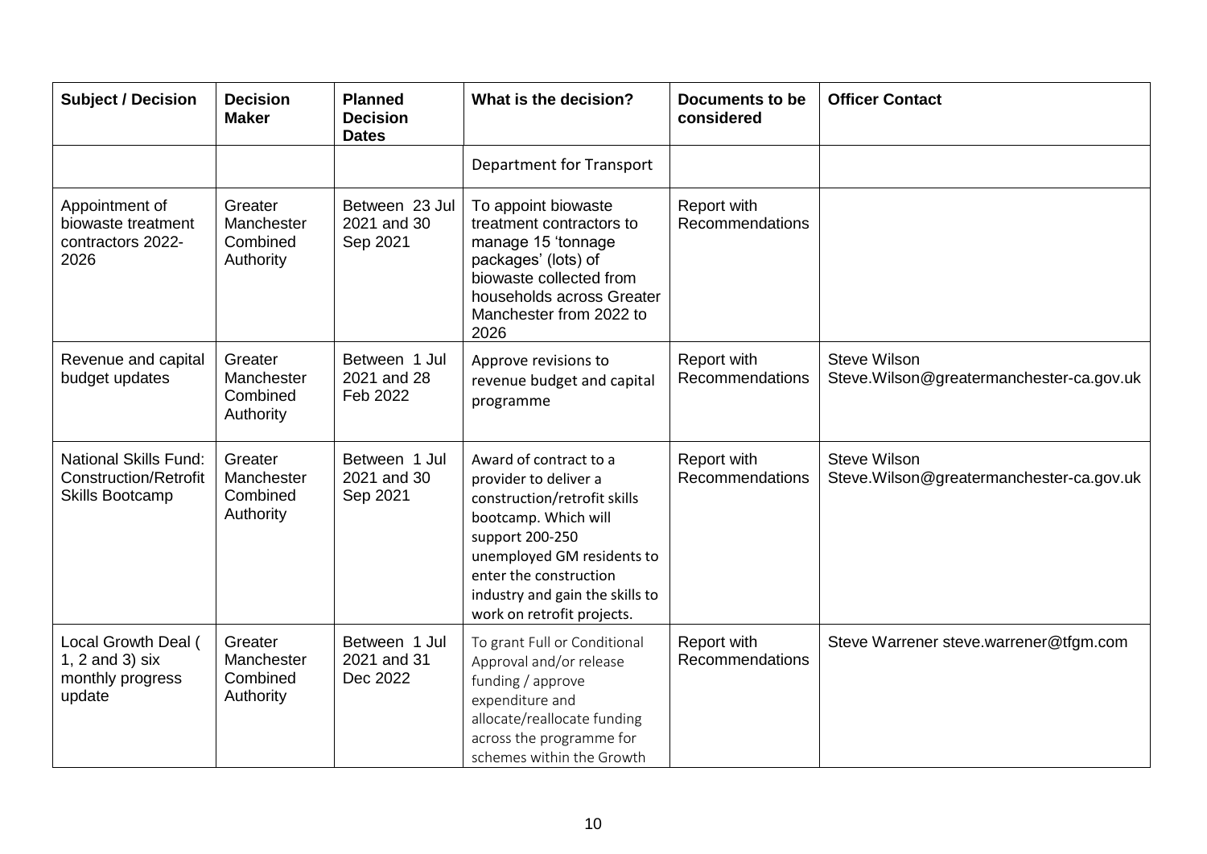| Subject / Decision | Decision Maker | Planned Decision Dates | What is the decision? | Documents to be considered | Officer Contact |
|---|---|---|---|---|---|
| | | | Department for Transport | | |
| Appointment of biowaste treatment contractors 2022-2026 | Greater Manchester Combined Authority | Between 23 Jul 2021 and 30 Sep 2021 | To appoint biowaste treatment contractors to manage 15 'tonnage packages' (lots) of biowaste collected from households across Greater Manchester from 2022 to 2026 | Report with Recommendations | |
| Revenue and capital budget updates | Greater Manchester Combined Authority | Between 1 Jul 2021 and 28 Feb 2022 | Approve revisions to revenue budget and capital programme | Report with Recommendations | Steve Wilson Steve.Wilson@greatermanchester-ca.gov.uk |
| National Skills Fund: Construction/Retrofit Skills Bootcamp | Greater Manchester Combined Authority | Between 1 Jul 2021 and 30 Sep 2021 | Award of contract to a provider to deliver a construction/retrofit skills bootcamp. Which will support 200-250 unemployed GM residents to enter the construction industry and gain the skills to work on retrofit projects. | Report with Recommendations | Steve Wilson Steve.Wilson@greatermanchester-ca.gov.uk |
| Local Growth Deal ( 1, 2 and 3) six monthly progress update | Greater Manchester Combined Authority | Between 1 Jul 2021 and 31 Dec 2022 | To grant Full or Conditional Approval and/or release funding / approve expenditure and allocate/reallocate funding across the programme for schemes within the Growth | Report with Recommendations | Steve Warrener steve.warrener@tfgm.com |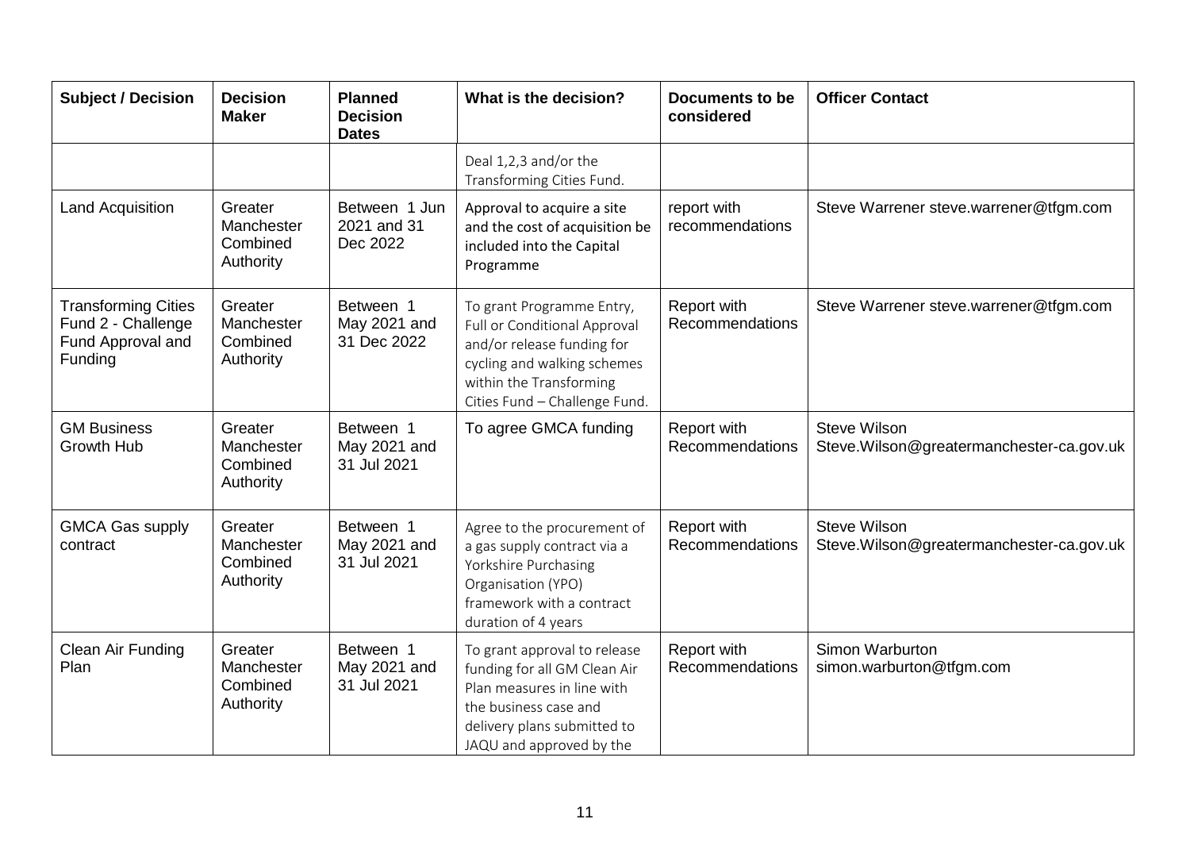| Subject / Decision | Decision Maker | Planned Decision Dates | What is the decision? | Documents to be considered | Officer Contact |
|---|---|---|---|---|---|
| | | | Deal 1,2,3 and/or the Transforming Cities Fund. | | |
| Land Acquisition | Greater Manchester Combined Authority | Between 1 Jun 2021 and 31 Dec 2022 | Approval to acquire a site and the cost of acquisition be included into the Capital Programme | report with recommendations | Steve Warrener steve.warrener@tfgm.com |
| Transforming Cities Fund 2 - Challenge Fund Approval and Funding | Greater Manchester Combined Authority | Between 1 May 2021 and 31 Dec 2022 | To grant Programme Entry, Full or Conditional Approval and/or release funding for cycling and walking schemes within the Transforming Cities Fund – Challenge Fund. | Report with Recommendations | Steve Warrener steve.warrener@tfgm.com |
| GM Business Growth Hub | Greater Manchester Combined Authority | Between 1 May 2021 and 31 Jul 2021 | To agree GMCA funding | Report with Recommendations | Steve Wilson Steve.Wilson@greatermanchester-ca.gov.uk |
| GMCA Gas supply contract | Greater Manchester Combined Authority | Between 1 May 2021 and 31 Jul 2021 | Agree to the procurement of a gas supply contract via a Yorkshire Purchasing Organisation (YPO) framework with a contract duration of 4 years | Report with Recommendations | Steve Wilson Steve.Wilson@greatermanchester-ca.gov.uk |
| Clean Air Funding Plan | Greater Manchester Combined Authority | Between 1 May 2021 and 31 Jul 2021 | To grant approval to release funding for all GM Clean Air Plan measures in line with the business case and delivery plans submitted to JAQU and approved by the | Report with Recommendations | Simon Warburton simon.warburton@tfgm.com |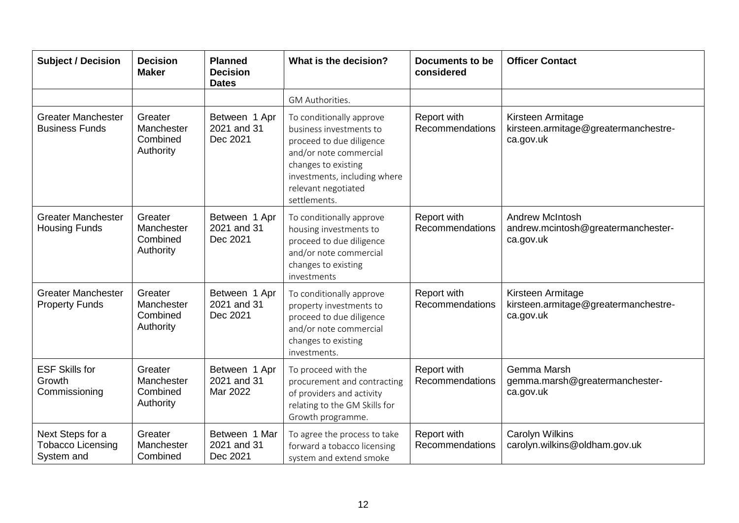| Subject / Decision | Decision Maker | Planned Decision Dates | What is the decision? | Documents to be considered | Officer Contact |
|---|---|---|---|---|---|
| | | | GM Authorities. | | |
| Greater Manchester Business Funds | Greater Manchester Combined Authority | Between 1 Apr 2021 and 31 Dec 2021 | To conditionally approve business investments to proceed to due diligence and/or note commercial changes to existing investments, including where relevant negotiated settlements. | Report with Recommendations | Kirsteen Armitage kirsteen.armitage@greatermanchestre-ca.gov.uk |
| Greater Manchester Housing Funds | Greater Manchester Combined Authority | Between 1 Apr 2021 and 31 Dec 2021 | To conditionally approve housing investments to proceed to due diligence and/or note commercial changes to existing investments | Report with Recommendations | Andrew McIntosh andrew.mcintosh@greatermanchester-ca.gov.uk |
| Greater Manchester Property Funds | Greater Manchester Combined Authority | Between 1 Apr 2021 and 31 Dec 2021 | To conditionally approve property investments to proceed to due diligence and/or note commercial changes to existing investments. | Report with Recommendations | Kirsteen Armitage kirsteen.armitage@greatermanchestre-ca.gov.uk |
| ESF Skills for Growth Commissioning | Greater Manchester Combined Authority | Between 1 Apr 2021 and 31 Mar 2022 | To proceed with the procurement and contracting of providers and activity relating to the GM Skills for Growth programme. | Report with Recommendations | Gemma Marsh gemma.marsh@greatermanchester-ca.gov.uk |
| Next Steps for a Tobacco Licensing System and | Greater Manchester Combined | Between 1 Mar 2021 and 31 Dec 2021 | To agree the process to take forward a tobacco licensing system and extend smoke | Report with Recommendations | Carolyn Wilkins carolyn.wilkins@oldham.gov.uk |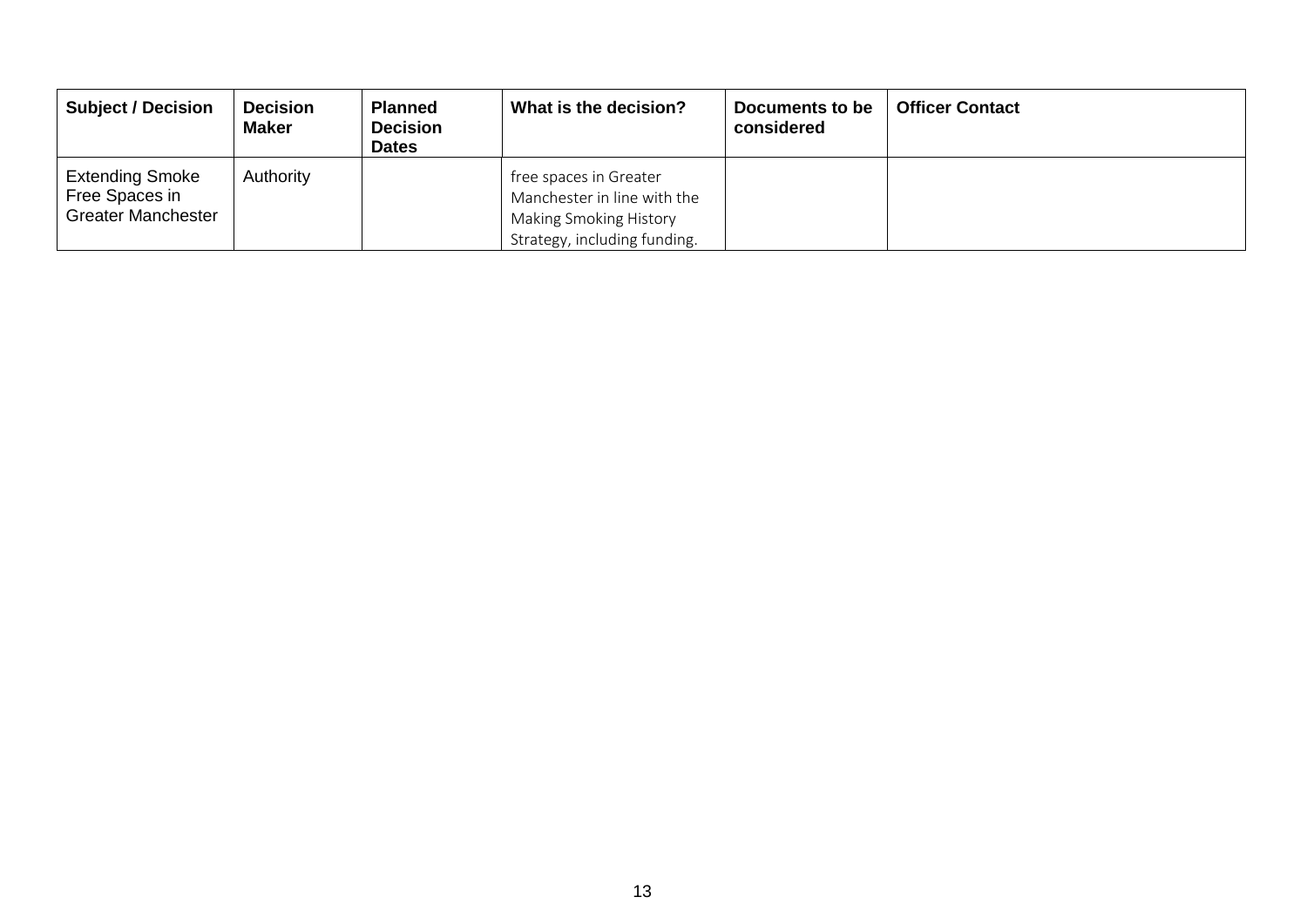| Subject / Decision | Decision Maker | Planned Decision Dates | What is the decision? | Documents to be considered | Officer Contact |
|---|---|---|---|---|---|
| Extending Smoke Free Spaces in Greater Manchester | Authority | | free spaces in Greater Manchester in line with the Making Smoking History Strategy, including funding. | | |